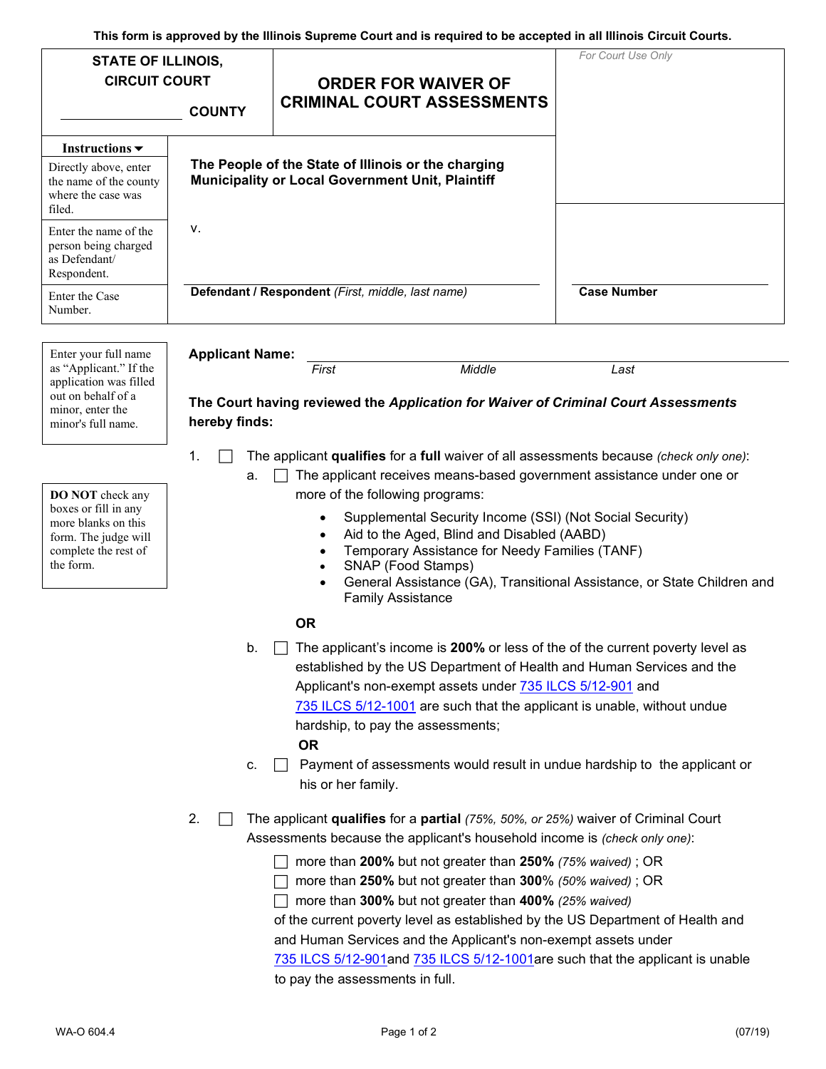This form is approved by the Illinois Supreme Court and is required to be accepted in all Illinois Circuit Courts.

| STATE OF ILLINOIS, CIRCUIT COURT ________ COUNTY | ORDER FOR WAIVER OF CRIMINAL COURT ASSESSMENTS | *For Court Use Only* |
|---|---|---|

**Instructions ▼**

| Instructions | | |
|---|---|---|
| Directly above, enter the name of the county where the case was filed. | **The People of the State of Illinois or the charging Municipality or Local Government Unit, Plaintiff** | |
| Enter the name of the person being charged as Defendant/ Respondent. | v. | |
| Enter the Case Number. | **Defendant / Respondent** *(First, middle, last name)* | **Case Number** |

*Enter your full name as "Applicant." If the application was filled out on behalf of a minor, enter the minor's full name.*

**Applicant Name:** ______________________________
*First* *Middle* *Last*

**The Court having reviewed the *Application for Waiver of Criminal Court Assessments* hereby finds:**

*DO NOT check any boxes or fill in any more blanks on this form. The judge will complete the rest of the form.*

1. ☐ The applicant **qualifies** for a **full** waiver of all assessments because *(check only one)*:
   a. ☐ The applicant receives means-based government assistance under one or more of the following programs:
      - Supplemental Security Income (SSI) (Not Social Security)
      - Aid to the Aged, Blind and Disabled (AABD)
      - Temporary Assistance for Needy Families (TANF)
      - SNAP (Food Stamps)
      - General Assistance (GA), Transitional Assistance, or State Children and Family Assistance

      **OR**

   b. ☐ The applicant's income is **200%** or less of the of the current poverty level as established by the US Department of Health and Human Services and the Applicant's non-exempt assets under 735 ILCS 5/12-901 and 735 ILCS 5/12-1001 are such that the applicant is unable, without undue hardship, to pay the assessments;

      **OR**

   c. ☐ Payment of assessments would result in undue hardship to the applicant or his or her family.

2. ☐ The applicant **qualifies** for a **partial** *(75%, 50%, or 25%)* waiver of Criminal Court Assessments because the applicant's household income is *(check only one)*:

   ☐ more than **200%** but not greater than **250%** *(75% waived)* ; OR
   ☐ more than **250%** but not greater than **300%** *(50% waived)* ; OR
   ☐ more than **300%** but not greater than **400%** *(25% waived)*

   of the current poverty level as established by the US Department of Health and and Human Services and the Applicant's non-exempt assets under 735 ILCS 5/12-901and 735 ILCS 5/12-1001are such that the applicant is unable to pay the assessments in full.

WA-O 604.4 (07/19)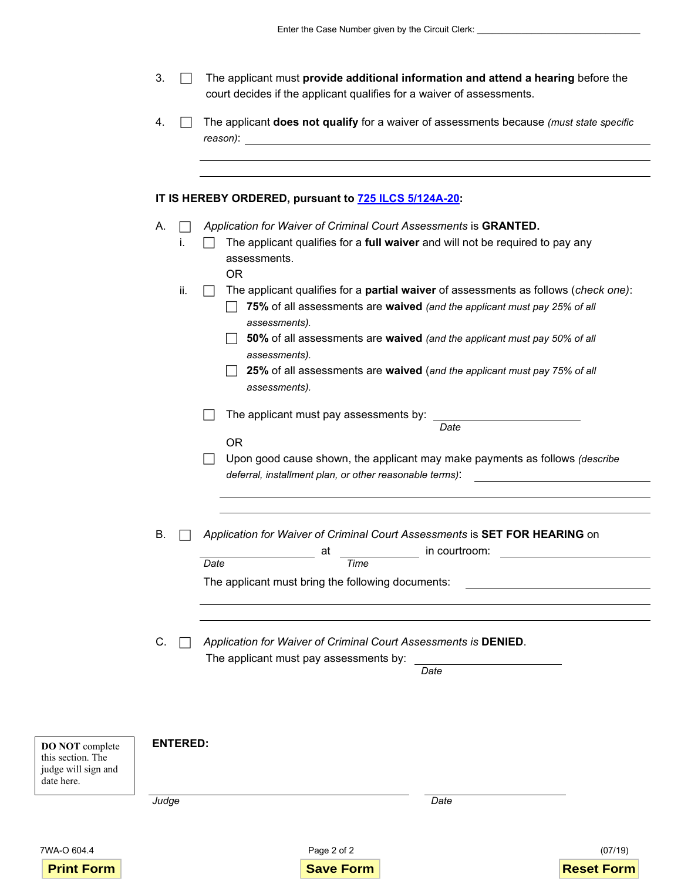Enter the Case Number given by the Circuit Clerk: ______________________________

3. ☐ The applicant must **provide additional information and attend a hearing** before the court decides if the applicant qualifies for a waiver of assessments.

4. ☐ The applicant **does not qualify** for a waiver of assessments because *(must state specific reason)*: ______________________________

______________________________

______________________________

**IT IS HEREBY ORDERED, pursuant to 725 ILCS 5/124A-20:**

A. ☐ *Application for Waiver of Criminal Court Assessments* is **GRANTED.**

i. ☐ The applicant qualifies for a **full waiver** and will not be required to pay any assessments.

OR

ii. ☐ The applicant qualifies for a **partial waiver** of assessments as follows (*check one)*:

☐ **75%** of all assessments are **waived** *(and the applicant must pay 25% of all assessments).*

☐ **50%** of all assessments are **waived** *(and the applicant must pay 50% of all assessments).*

☐ **25%** of all assessments are **waived** (*and the applicant must pay 75% of all assessments).*

☐ The applicant must pay assessments by: ______________________
*Date*

OR

☐ Upon good cause shown, the applicant may make payments as follows *(describe deferral, installment plan, or other reasonable terms)*: ______________________________

______________________________

______________________________

B. ☐ *Application for Waiver of Criminal Court Assessments* is **SET FOR HEARING** on ______________ at ______________ in courtroom: ______________
*Date* *Time*

The applicant must bring the following documents: ______________________________

______________________________

______________________________

C. ☐ *Application for Waiver of Criminal Court Assessments is* **DENIED**.

The applicant must pay assessments by: ______________________
*Date*

**DO NOT** complete this section. The judge will sign and date here.

**ENTERED:**

______________________________ ______________________
*Judge* *Date*

7WA-O 604.4 (07/19)